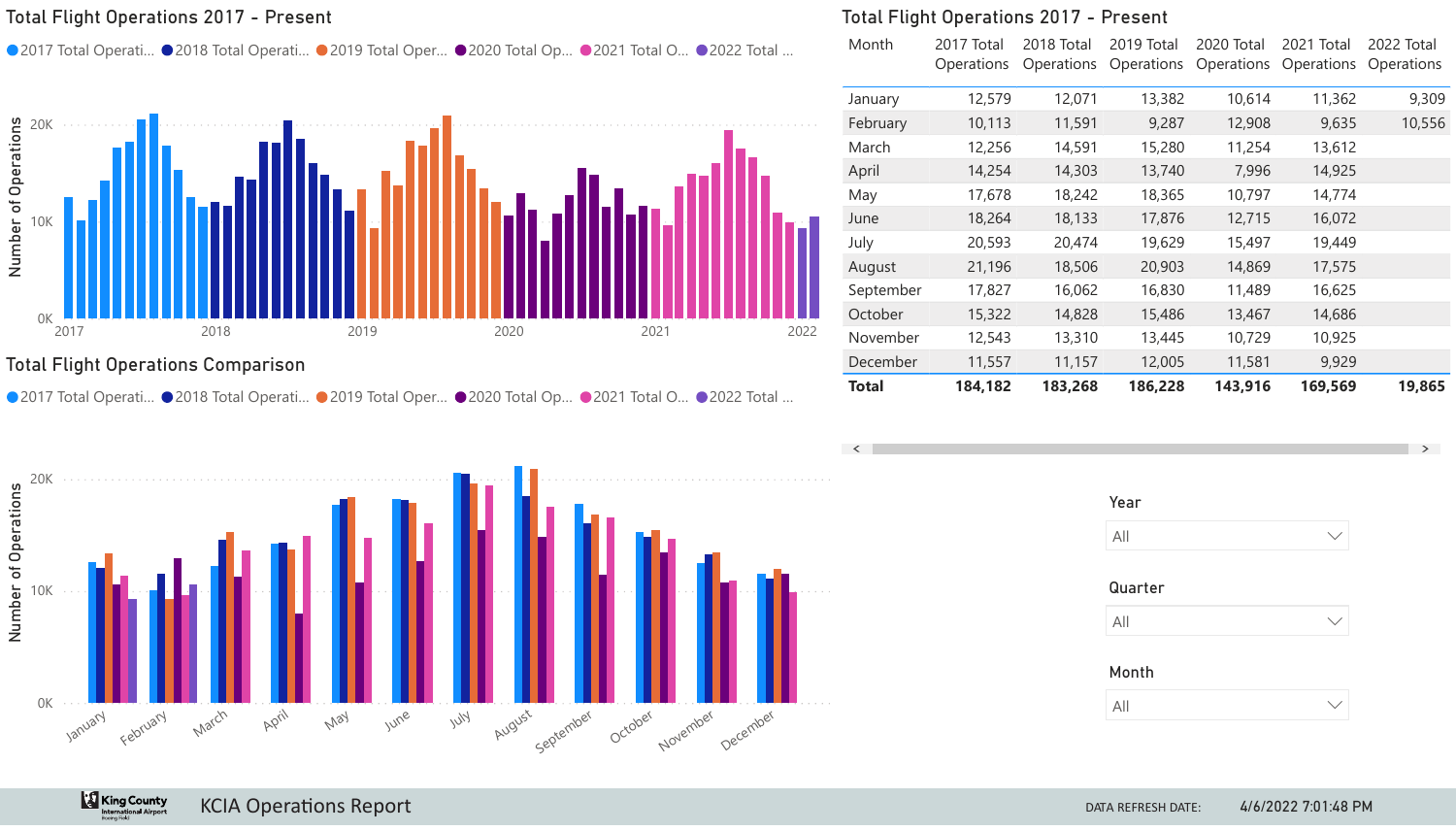## Total Flight Operations 2017 - Present

2017 Total Operati... | 2018 Total Operati... | 2019 Total Oper... | 2020 Total Op... | 2021 Total O... | 2022 Total ...

Number of Operations: 0K, 10K, 20K

2017, 2018, 2019, 2020, 2021, 2022

## Total Flight Operations Comparison

2017 Total Operati... | 2018 Total Operati... | 2019 Total Oper... | 2020 Total Op... | 2021 Total O... | 2022 Total ...

Number of Operations: 0K, 10K, 20K

January, February, March, April, May, June, July, August, September, October, November, December

## Total Flight Operations 2017 - Present

| Month | 2017 Total Operations | 2018 Total Operations | 2019 Total Operations | 2020 Total Operations | 2021 Total Operations | 2022 Total Operations |
|---|---|---|---|---|---|---|
| January | 12,579 | 12,071 | 13,382 | 10,614 | 11,362 | 9,309 |
| February | 10,113 | 11,591 | 9,287 | 12,908 | 9,635 | 10,556 |
| March | 12,256 | 14,591 | 15,280 | 11,254 | 13,612 | |
| April | 14,254 | 14,303 | 13,740 | 7,996 | 14,925 | |
| May | 17,678 | 18,242 | 18,365 | 10,797 | 14,774 | |
| June | 18,264 | 18,133 | 17,876 | 12,715 | 16,072 | |
| July | 20,593 | 20,474 | 19,629 | 15,497 | 19,449 | |
| August | 21,196 | 18,506 | 20,903 | 14,869 | 17,575 | |
| September | 17,827 | 16,062 | 16,830 | 11,489 | 16,625 | |
| October | 15,322 | 14,828 | 15,486 | 13,467 | 14,686 | |
| November | 12,543 | 13,310 | 13,445 | 10,729 | 10,925 | |
| December | 11,557 | 11,157 | 12,005 | 11,581 | 9,929 | |
| **Total** | **184,182** | **183,268** | **186,228** | **143,916** | **169,569** | **19,865** |

Year: All

Quarter: All

Month: All

King County International Airport Boeing Field

KCIA Operations Report

DATA REFRESH DATE: 4/6/2022 7:01:48 PM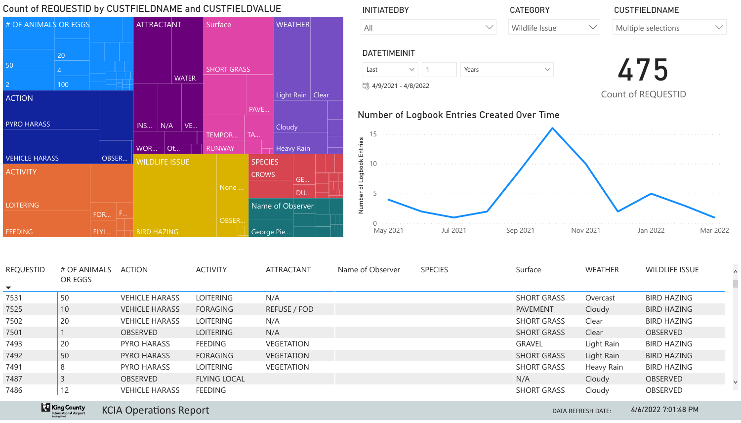## Count of REQUESTID by CUSTFIELDNAME and CUSTFIELDVALUE

\# OF ANIMALS OR EGGS: 50, 20, 4, 2, 100
ACTION: PYRO HARASS, VEHICLE HARASS, OBSER...
ACTIVITY: LOITERING, FEEDING, FOR..., F..., FLYI...
ATTRACTANT: WATER, INS..., N/A, VE..., WOR..., Ot...
Surface: SHORT GRASS, PAVE..., TEMPOR..., TA..., RUNWAY
WEATHER: Light Rain, Clear, Cloudy, Heavy Rain
WILDLIFE ISSUE: None ..., OBSER..., BIRD HAZING
SPECIES: CROWS, GE..., DU...
Name of Observer: George Pie...

INITIATEDBY: All

CATEGORY: Wildlife Issue

CUSTFIELDNAME: Multiple selections

DATETIMEINIT: Last 1 Years
4/9/2021 - 4/8/2022

**475**
Count of REQUESTID

## Number of Logbook Entries Created Over Time

Number of Logbook Entries: 0, 5, 10, 15
May 2021, Jul 2021, Sep 2021, Nov 2021, Jan 2022, Mar 2022

| REQUESTID | # OF ANIMALS OR EGGS | ACTION | ACTIVITY | ATTRACTANT | Name of Observer | SPECIES | Surface | WEATHER | WILDLIFE ISSUE |
|---|---|---|---|---|---|---|---|---|---|
| 7531 | 50 | VEHICLE HARASS | LOITERING | N/A | | | SHORT GRASS | Overcast | BIRD HAZING |
| 7525 | 10 | VEHICLE HARASS | FORAGING | REFUSE / FOD | | | PAVEMENT | Cloudy | BIRD HAZING |
| 7502 | 20 | VEHICLE HARASS | LOITERING | N/A | | | SHORT GRASS | Clear | BIRD HAZING |
| 7501 | 1 | OBSERVED | LOITERING | N/A | | | SHORT GRASS | Clear | OBSERVED |
| 7493 | 20 | PYRO HARASS | FEEDING | VEGETATION | | | GRAVEL | Light Rain | BIRD HAZING |
| 7492 | 50 | PYRO HARASS | FORAGING | VEGETATION | | | SHORT GRASS | Light Rain | BIRD HAZING |
| 7491 | 8 | PYRO HARASS | LOITERING | VEGETATION | | | SHORT GRASS | Heavy Rain | BIRD HAZING |
| 7487 | 3 | OBSERVED | FLYING LOCAL | | | | N/A | Cloudy | OBSERVED |
| 7486 | 12 | VEHICLE HARASS | FEEDING | | | | SHORT GRASS | Cloudy | OBSERVED |

KCIA Operations Report

DATA REFRESH DATE: 4/6/2022 7:01:48 PM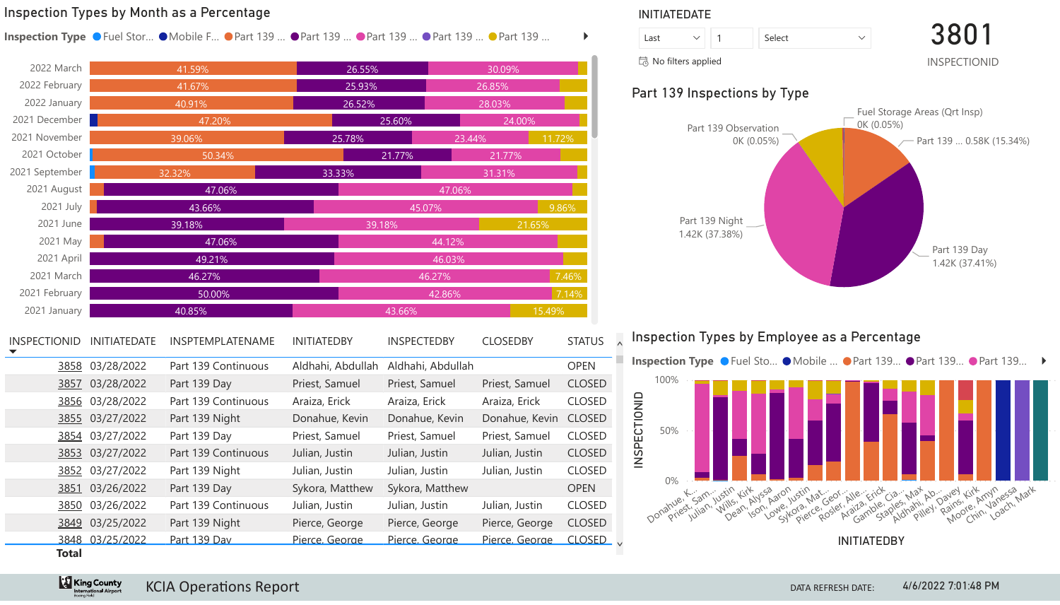## Inspection Types by Month as a Percentage

**Inspection Type** ● Fuel Stor... ● Mobile F... ● Part 139 ... ● Part 139 ... ● Part 139 ... ● Part 139 ... ● Part 139 ...

| Month | Values |
|---|---|
| 2022 March | 41.59% / 26.55% / 30.09% |
| 2022 February | 41.67% / 25.93% / 26.85% |
| 2022 January | 40.91% / 26.52% / 28.03% |
| 2021 December | 47.20% / 25.60% / 24.00% |
| 2021 November | 39.06% / 25.78% / 23.44% / 11.72% |
| 2021 October | 50.34% / 21.77% / 21.77% |
| 2021 September | 32.32% / 33.33% / 31.31% |
| 2021 August | 47.06% / 47.06% |
| 2021 July | 43.66% / 45.07% / 9.86% |
| 2021 June | 39.18% / 39.18% / 21.65% |
| 2021 May | 47.06% / 44.12% |
| 2021 April | 49.21% / 46.03% |
| 2021 March | 46.27% / 46.27% / 7.46% |
| 2021 February | 50.00% / 42.86% / 7.14% |
| 2021 January | 40.85% / 43.66% / 15.49% |

**INITIATEDATE**

Last | 1 | Select

No filters applied

**3801**

INSPECTIONID

## Part 139 Inspections by Type

- Fuel Storage Areas (Qrt Insp) 0K (0.05%)
- Part 139 Observation 0K (0.05%)
- Part 139 ... 0.58K (15.34%)
- Part 139 Night 1.42K (37.38%)
- Part 139 Day 1.42K (37.41%)

| INSPECTIONID | INITIATEDATE | INSPTEMPLATENAME | INITIATEDBY | INSPECTEDBY | CLOSEDBY | STATUS |
|---|---|---|---|---|---|---|
| 3858 | 03/28/2022 | Part 139 Continuous | Aldhahi, Abdullah | Aldhahi, Abdullah | | OPEN |
| 3857 | 03/28/2022 | Part 139 Day | Priest, Samuel | Priest, Samuel | Priest, Samuel | CLOSED |
| 3856 | 03/28/2022 | Part 139 Continuous | Araiza, Erick | Araiza, Erick | Araiza, Erick | CLOSED |
| 3855 | 03/27/2022 | Part 139 Night | Donahue, Kevin | Donahue, Kevin | Donahue, Kevin | CLOSED |
| 3854 | 03/27/2022 | Part 139 Day | Priest, Samuel | Priest, Samuel | Priest, Samuel | CLOSED |
| 3853 | 03/27/2022 | Part 139 Continuous | Julian, Justin | Julian, Justin | Julian, Justin | CLOSED |
| 3852 | 03/27/2022 | Part 139 Night | Julian, Justin | Julian, Justin | Julian, Justin | CLOSED |
| 3851 | 03/26/2022 | Part 139 Day | Sykora, Matthew | Sykora, Matthew | | OPEN |
| 3850 | 03/26/2022 | Part 139 Continuous | Julian, Justin | Julian, Justin | Julian, Justin | CLOSED |
| 3849 | 03/25/2022 | Part 139 Night | Pierce, George | Pierce, George | Pierce, George | CLOSED |
| 3848 | 03/25/2022 | Part 139 Day | Pierce, George | Pierce, George | Pierce, George | CLOSED |
| **Total** | | | | | | |

## Inspection Types by Employee as a Percentage

**Inspection Type** ● Fuel Sto... ● Mobile ... ● Part 139... ● Part 139... ● Part 139...

INSPECTIONID: 100%, 50%, 0%

INITIATEDBY: Donahue, K..., Priest, Sam..., Julian, Justin, Wills, Kirk, Dean, Alyssa, Ison, Aaron, Lowe, Justin, Sykora, Mat..., Pierce, Geor..., Rosler, Alle..., Araiza, Erick, Gamble, Cia..., Staples, Max, Aldhahi, Ab..., Pilley, Davey, Rains, Kirk, Moore, Amyn, Chin, Vanessa, Loach, Mark

King County International Airport

KCIA Operations Report

DATA REFRESH DATE: 4/6/2022 7:01:48 PM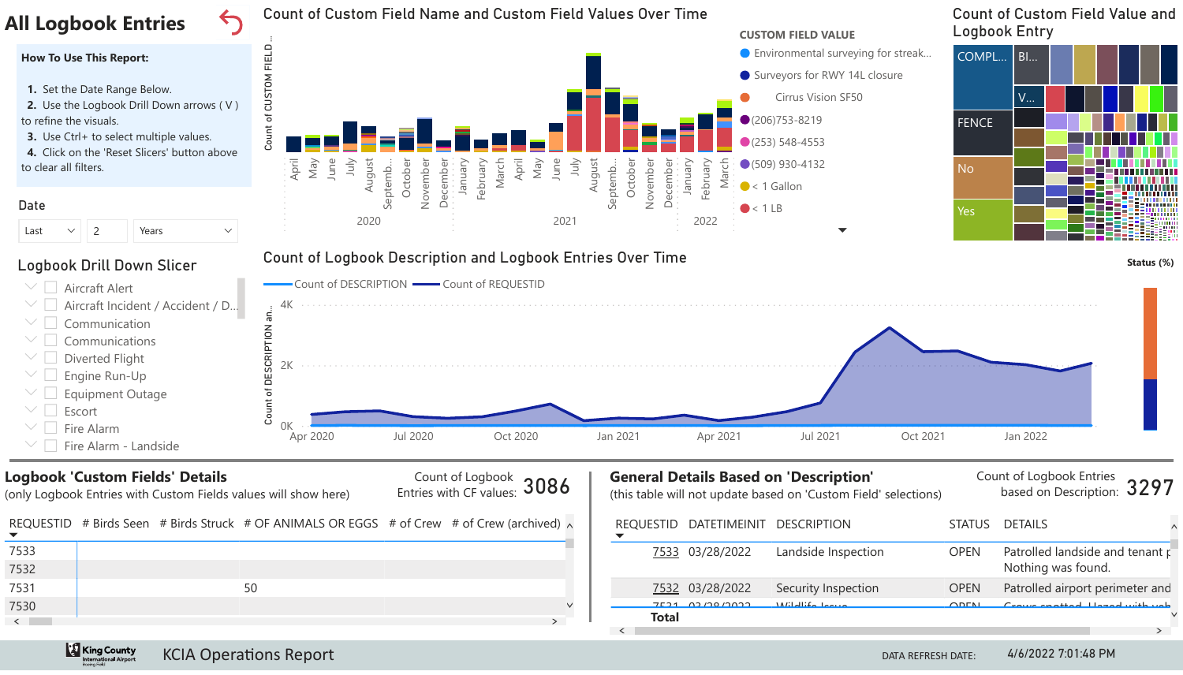# All Logbook Entries

**How To Use This Report:**

1. Set the Date Range Below.
2. Use the Logbook Drill Down arrows ( V ) to refine the visuals.
3. Use Ctrl+ to select multiple values.
4. Click on the 'Reset Slicers' button above to clear all filters.

Date

Last | 2 | Years

## Logbook Drill Down Slicer

- Aircraft Alert
- Aircraft Incident / Accident / D...
- Communication
- Communications
- Diverted Flight
- Engine Run-Up
- Equipment Outage
- Escort
- Fire Alarm
- Fire Alarm - Landside

## Count of Custom Field Name and Custom Field Values Over Time

Count of CUSTOM FIELD ...

April, May, June, July, August, Septemb..., October, November, December, January, February, March, April, May, June, July, August, Septemb..., October, November, December, January, February, March

2020, 2021, 2022

CUSTOM FIELD VALUE
- Environmental surveying for streak...
- Surveyors for RWY 14L closure
- Cirrus Vision SF50
- (206)753-8219
- (253) 548-4553
- (509) 930-4132
- < 1 Gallon
- < 1 LB

## Count of Custom Field Value and Logbook Entry

COMPL..., BI..., V..., FENCE, No, Yes

## Count of Logbook Description and Logbook Entries Over Time

Count of DESCRIPTION — Count of REQUESTID

Count of DESCRIPTION an...

4K, 2K, 0K

Apr 2020, Jul 2020, Oct 2020, Jan 2021, Apr 2021, Jul 2021, Oct 2021, Jan 2022

Status (%)

## Logbook 'Custom Fields' Details

(only Logbook Entries with Custom Fields values will show here)

Count of Logbook Entries with CF values: **3086**

| REQUESTID | # Birds Seen | # Birds Struck | # OF ANIMALS OR EGGS | # of Crew | # of Crew (archived) |
|---|---|---|---|---|---|
| 7533 | | | | | |
| 7532 | | | | | |
| 7531 | | 50 | | | |
| 7530 | | | | | |

## General Details Based on 'Description'

(this table will not update based on 'Custom Field' selections)

Count of Logbook Entries based on Description: **3297**

| REQUESTID | DATETIMEINIT | DESCRIPTION | STATUS | DETAILS |
|---|---|---|---|---|
| 7533 | 03/28/2022 | Landside Inspection | OPEN | Patrolled landside and tenant p... Nothing was found. |
| 7532 | 03/28/2022 | Security Inspection | OPEN | Patrolled airport perimeter and |
| 7531 | 03/28/2022 | Wildlife Issue | OPEN | Crows spotted. Hazed with veh... |
| Total | | | | |

King County International Airport

KCIA Operations Report

DATA REFRESH DATE: 4/6/2022 7:01:48 PM